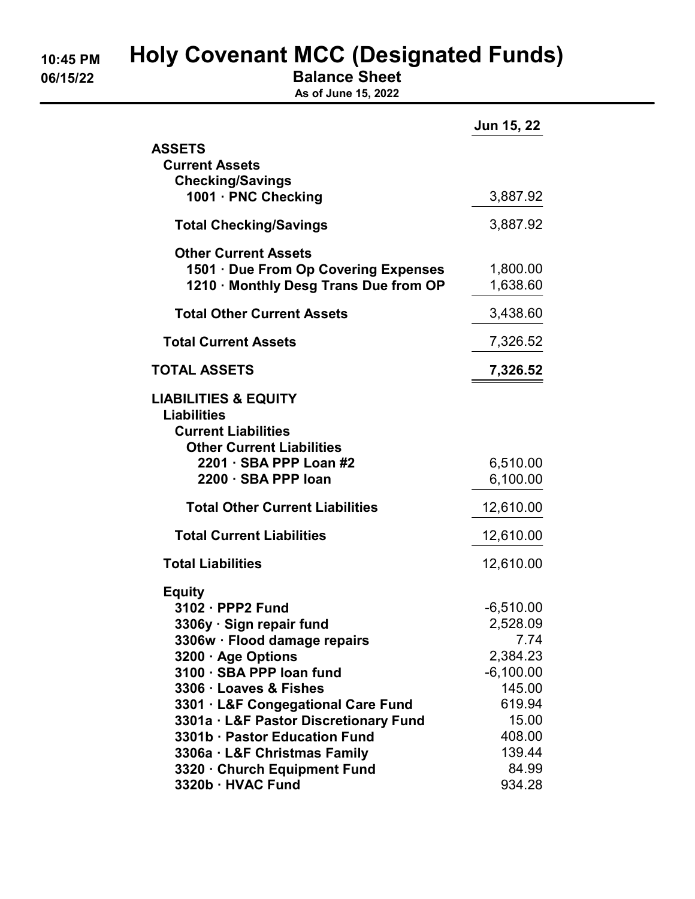# Holy Covenant MCC (Designated Funds)

## Balance Sheet

**As of June 15, 2022**

10:45 PM
06/15/22

| | Jun 15, 22 |
|---|---|
| **ASSETS** | |
| **Current Assets** | |
| **Checking/Savings** | |
| **1001 · PNC Checking** | 3,887.92 |
| **Total Checking/Savings** | 3,887.92 |
| **Other Current Assets** | |
| **1501 · Due From Op Covering Expenses** | 1,800.00 |
| **1210 · Monthly Desg Trans Due from OP** | 1,638.60 |
| **Total Other Current Assets** | 3,438.60 |
| **Total Current Assets** | 7,326.52 |
| **TOTAL ASSETS** | **7,326.52** |
| **LIABILITIES & EQUITY** | |
| **Liabilities** | |
| **Current Liabilities** | |
| **Other Current Liabilities** | |
| **2201 · SBA PPP Loan #2** | 6,510.00 |
| **2200 · SBA PPP loan** | 6,100.00 |
| **Total Other Current Liabilities** | 12,610.00 |
| **Total Current Liabilities** | 12,610.00 |
| **Total Liabilities** | 12,610.00 |
| **Equity** | |
| **3102 · PPP2 Fund** | -6,510.00 |
| **3306y · Sign repair fund** | 2,528.09 |
| **3306w · Flood damage repairs** | 7.74 |
| **3200 · Age Options** | 2,384.23 |
| **3100 · SBA PPP loan fund** | -6,100.00 |
| **3306 · Loaves & Fishes** | 145.00 |
| **3301 · L&F Congegational Care Fund** | 619.94 |
| **3301a · L&F Pastor Discretionary Fund** | 15.00 |
| **3301b · Pastor Education Fund** | 408.00 |
| **3306a · L&F Christmas Family** | 139.44 |
| **3320 · Church Equipment Fund** | 84.99 |
| **3320b · HVAC Fund** | 934.28 |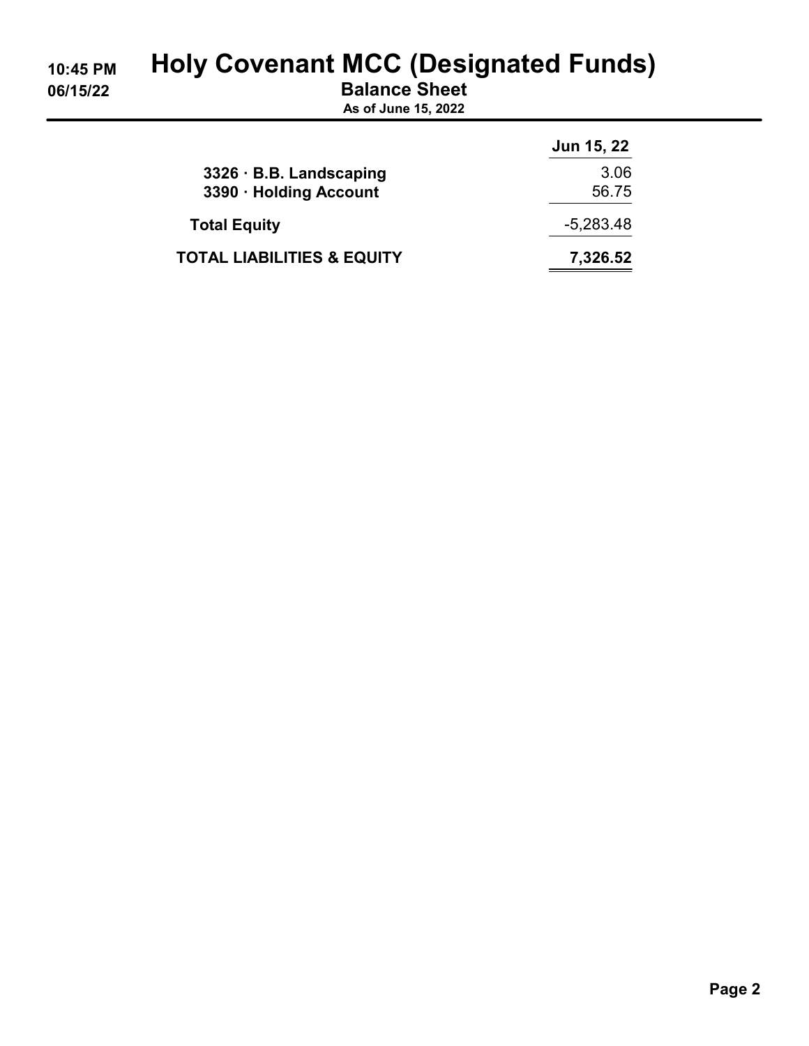# Holy Covenant MCC (Designated Funds)

## Balance Sheet

**As of June 15, 2022**

| | Jun 15, 22 |
|---|---|
| **3326 · B.B. Landscaping** | 3.06 |
| **3390 · Holding Account** | 56.75 |
| **Total Equity** | -5,283.48 |
| **TOTAL LIABILITIES & EQUITY** | **7,326.52** |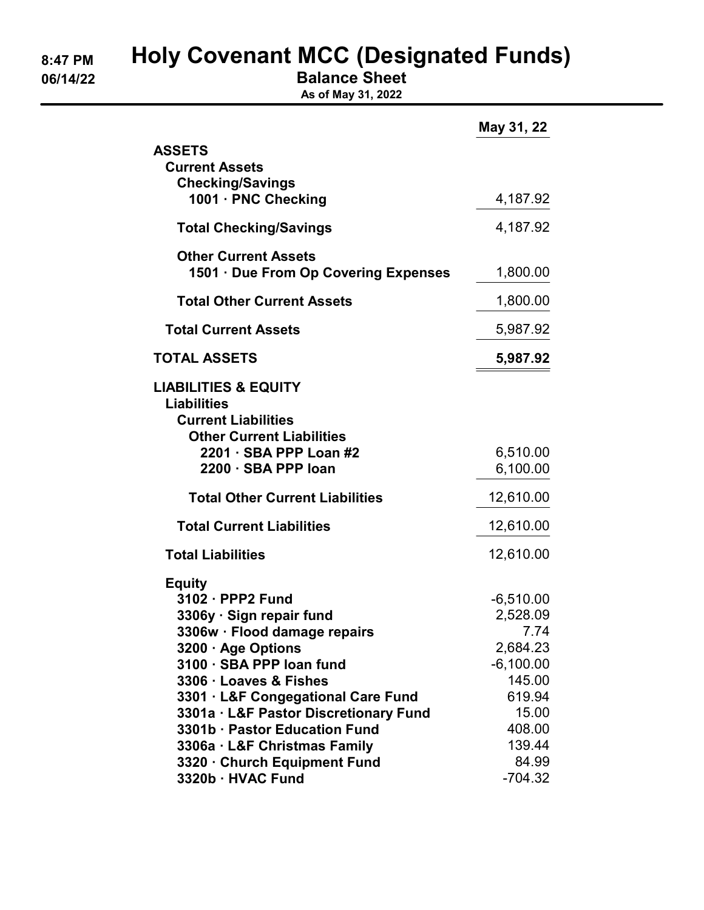8:47 PM
06/14/22

# Holy Covenant MCC (Designated Funds)

## Balance Sheet

**As of May 31, 2022**

| | May 31, 22 |
|---|---|
| **ASSETS** | |
| **Current Assets** | |
| **Checking/Savings** | |
| **1001 · PNC Checking** | 4,187.92 |
| **Total Checking/Savings** | 4,187.92 |
| **Other Current Assets** | |
| **1501 · Due From Op Covering Expenses** | 1,800.00 |
| **Total Other Current Assets** | 1,800.00 |
| **Total Current Assets** | 5,987.92 |
| **TOTAL ASSETS** | **5,987.92** |
| **LIABILITIES & EQUITY** | |
| **Liabilities** | |
| **Current Liabilities** | |
| **Other Current Liabilities** | |
| **2201 · SBA PPP Loan #2** | 6,510.00 |
| **2200 · SBA PPP loan** | 6,100.00 |
| **Total Other Current Liabilities** | 12,610.00 |
| **Total Current Liabilities** | 12,610.00 |
| **Total Liabilities** | 12,610.00 |
| **Equity** | |
| **3102 · PPP2 Fund** | -6,510.00 |
| **3306y · Sign repair fund** | 2,528.09 |
| **3306w · Flood damage repairs** | 7.74 |
| **3200 · Age Options** | 2,684.23 |
| **3100 · SBA PPP loan fund** | -6,100.00 |
| **3306 · Loaves & Fishes** | 145.00 |
| **3301 · L&F Congegational Care Fund** | 619.94 |
| **3301a · L&F Pastor Discretionary Fund** | 15.00 |
| **3301b · Pastor Education Fund** | 408.00 |
| **3306a · L&F Christmas Family** | 139.44 |
| **3320 · Church Equipment Fund** | 84.99 |
| **3320b · HVAC Fund** | -704.32 |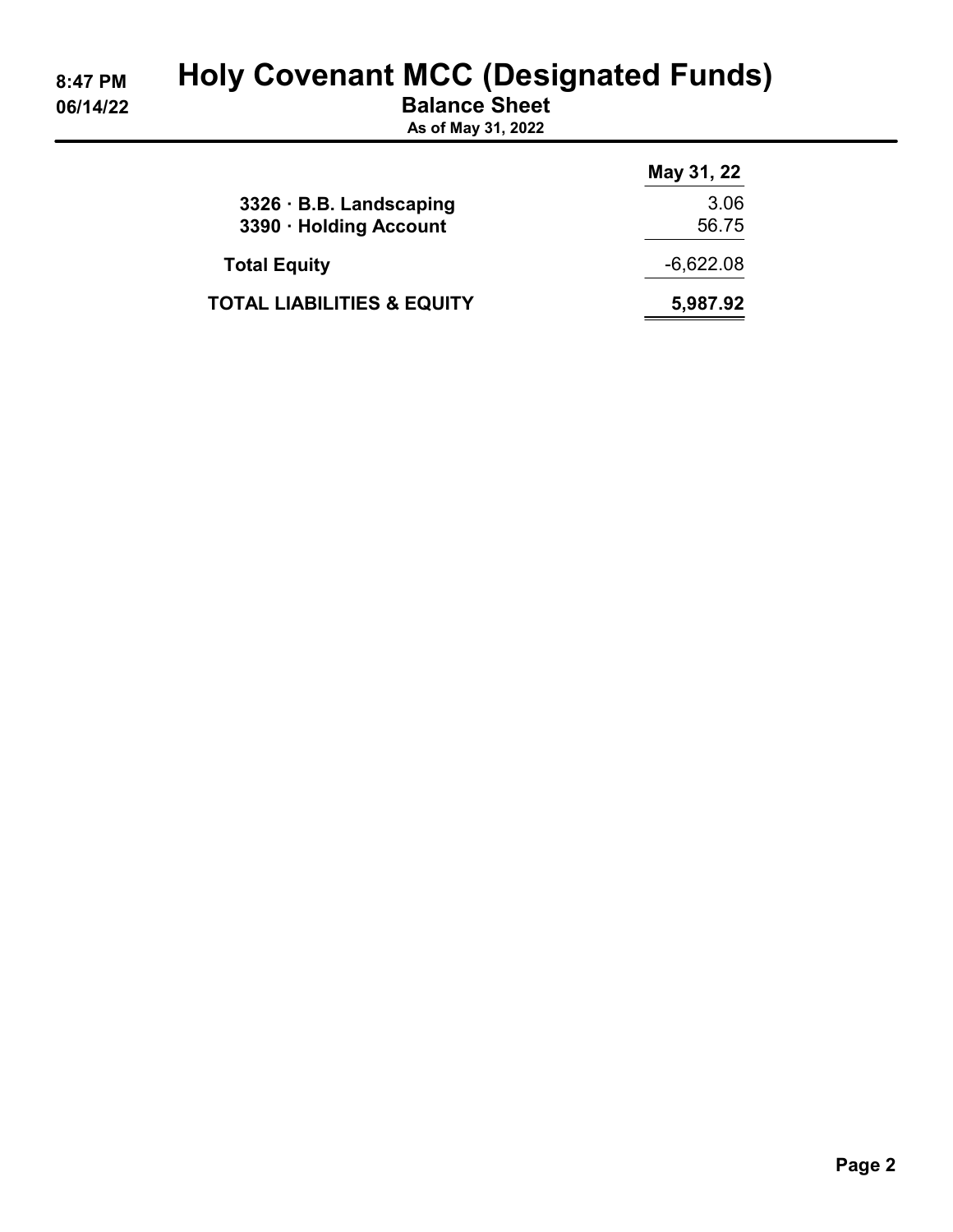# Holy Covenant MCC (Designated Funds)

## Balance Sheet

**As of May 31, 2022**

| | May 31, 22 |
|---|---|
| **3326 · B.B. Landscaping** | 3.06 |
| **3390 · Holding Account** | 56.75 |
| **Total Equity** | -6,622.08 |
| **TOTAL LIABILITIES & EQUITY** | **5,987.92** |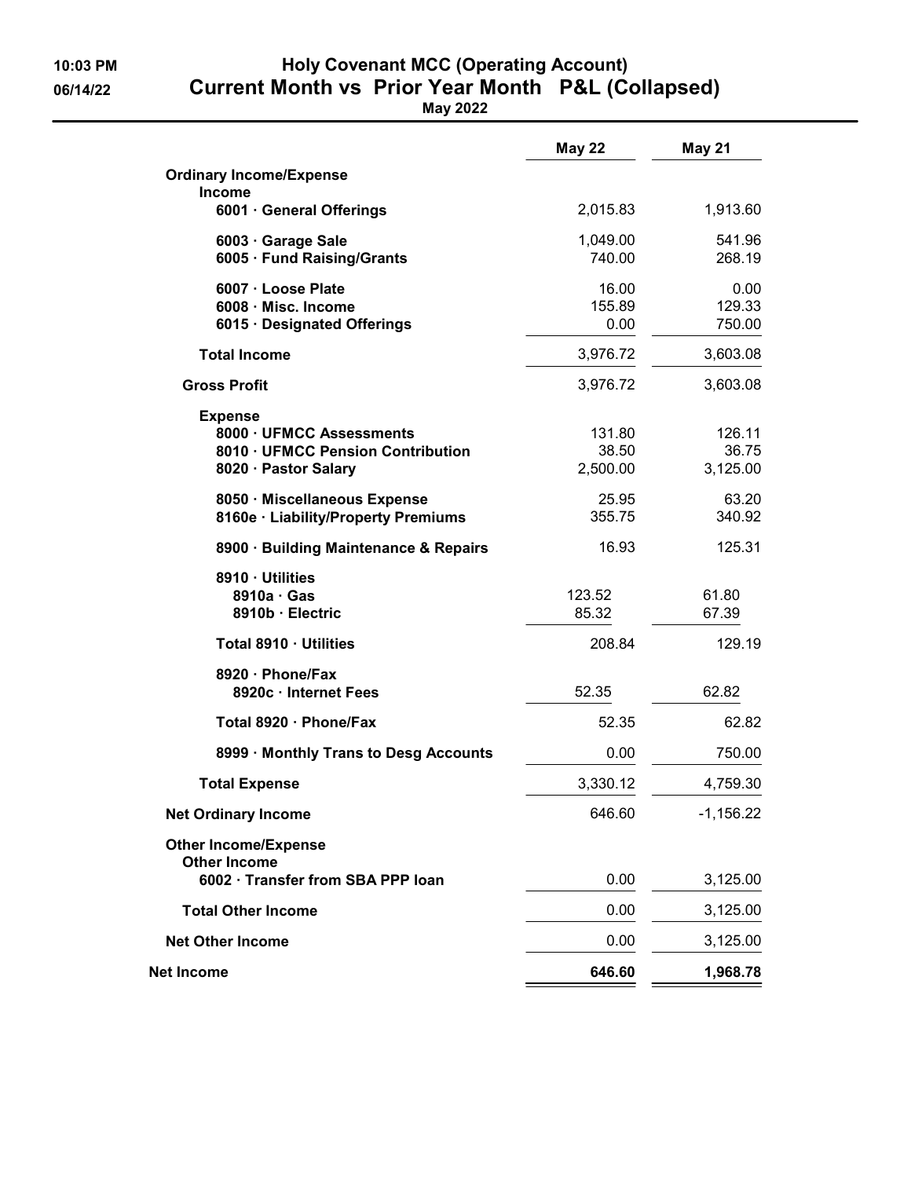10:03 PM
06/14/22

# Holy Covenant MCC (Operating Account)
## Current Month vs Prior Year Month P&L (Collapsed)
**May 2022**

| | May 22 | May 21 |
|---|---|---|
| **Ordinary Income/Expense** | | |
| **Income** | | |
| 6001 · General Offerings | 2,015.83 | 1,913.60 |
| 6003 · Garage Sale | 1,049.00 | 541.96 |
| 6005 · Fund Raising/Grants | 740.00 | 268.19 |
| 6007 · Loose Plate | 16.00 | 0.00 |
| 6008 · Misc. Income | 155.89 | 129.33 |
| 6015 · Designated Offerings | 0.00 | 750.00 |
| **Total Income** | 3,976.72 | 3,603.08 |
| **Gross Profit** | 3,976.72 | 3,603.08 |
| **Expense** | | |
| 8000 · UFMCC Assessments | 131.80 | 126.11 |
| 8010 · UFMCC Pension Contribution | 38.50 | 36.75 |
| 8020 · Pastor Salary | 2,500.00 | 3,125.00 |
| 8050 · Miscellaneous Expense | 25.95 | 63.20 |
| 8160e · Liability/Property Premiums | 355.75 | 340.92 |
| 8900 · Building Maintenance & Repairs | 16.93 | 125.31 |
| 8910 · Utilities | | |
| 8910a · Gas | 123.52 | 61.80 |
| 8910b · Electric | 85.32 | 67.39 |
| Total 8910 · Utilities | 208.84 | 129.19 |
| 8920 · Phone/Fax | | |
| 8920c · Internet Fees | 52.35 | 62.82 |
| Total 8920 · Phone/Fax | 52.35 | 62.82 |
| 8999 · Monthly Trans to Desg Accounts | 0.00 | 750.00 |
| **Total Expense** | 3,330.12 | 4,759.30 |
| **Net Ordinary Income** | 646.60 | -1,156.22 |
| **Other Income/Expense** | | |
| **Other Income** | | |
| 6002 · Transfer from SBA PPP loan | 0.00 | 3,125.00 |
| **Total Other Income** | 0.00 | 3,125.00 |
| **Net Other Income** | 0.00 | 3,125.00 |
| **Net Income** | **646.60** | **1,968.78** |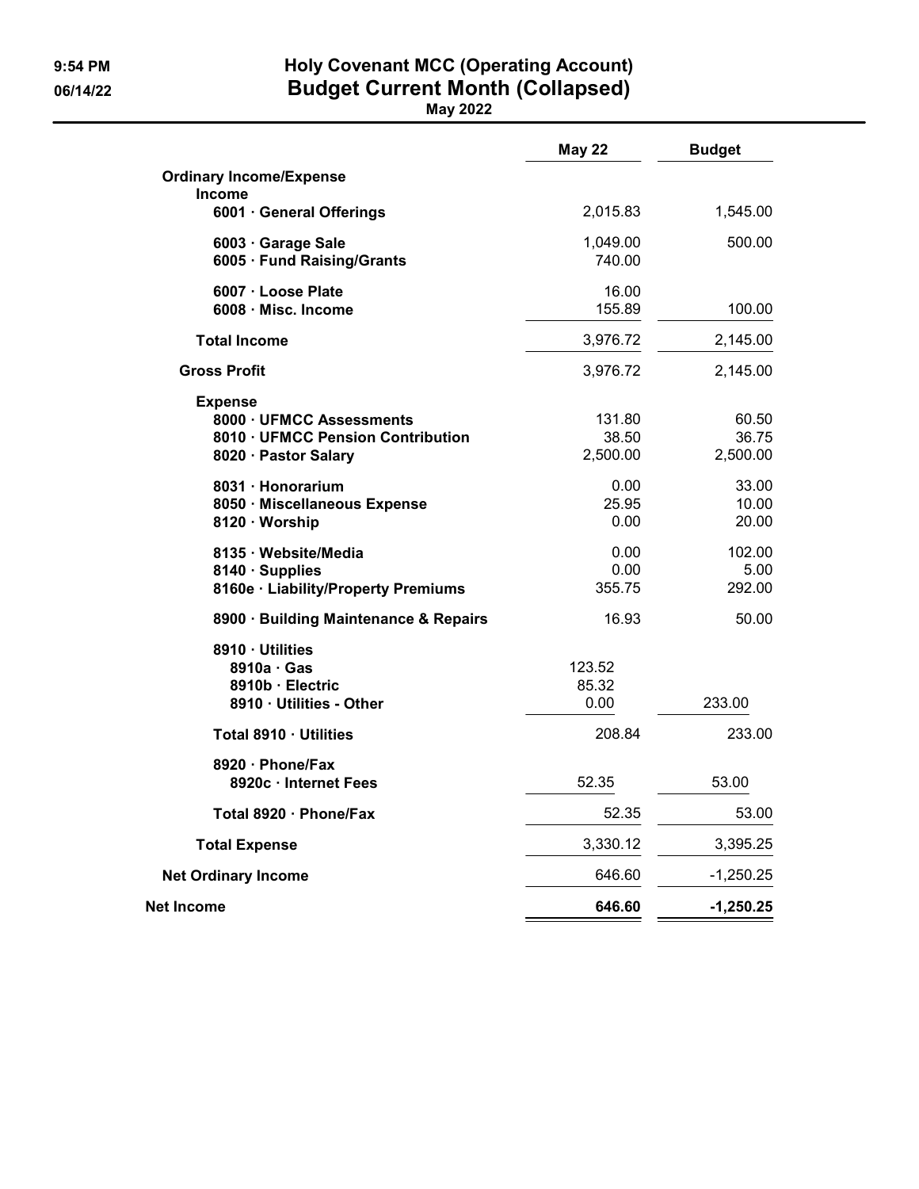9:54 PM
06/14/22

# Holy Covenant MCC (Operating Account)
## Budget Current Month (Collapsed)
**May 2022**

| | May 22 | Budget |
|---|---|---|
| **Ordinary Income/Expense** | | |
| **Income** | | |
| 6001 · General Offerings | 2,015.83 | 1,545.00 |
| 6003 · Garage Sale | 1,049.00 | 500.00 |
| 6005 · Fund Raising/Grants | 740.00 | |
| 6007 · Loose Plate | 16.00 | |
| 6008 · Misc. Income | 155.89 | 100.00 |
| **Total Income** | 3,976.72 | 2,145.00 |
| **Gross Profit** | 3,976.72 | 2,145.00 |
| **Expense** | | |
| 8000 · UFMCC Assessments | 131.80 | 60.50 |
| 8010 · UFMCC Pension Contribution | 38.50 | 36.75 |
| 8020 · Pastor Salary | 2,500.00 | 2,500.00 |
| 8031 · Honorarium | 0.00 | 33.00 |
| 8050 · Miscellaneous Expense | 25.95 | 10.00 |
| 8120 · Worship | 0.00 | 20.00 |
| 8135 · Website/Media | 0.00 | 102.00 |
| 8140 · Supplies | 0.00 | 5.00 |
| 8160e · Liability/Property Premiums | 355.75 | 292.00 |
| 8900 · Building Maintenance & Repairs | 16.93 | 50.00 |
| 8910 · Utilities | | |
| 8910a · Gas | 123.52 | |
| 8910b · Electric | 85.32 | |
| 8910 · Utilities - Other | 0.00 | 233.00 |
| Total 8910 · Utilities | 208.84 | 233.00 |
| 8920 · Phone/Fax | | |
| 8920c · Internet Fees | 52.35 | 53.00 |
| Total 8920 · Phone/Fax | 52.35 | 53.00 |
| **Total Expense** | 3,330.12 | 3,395.25 |
| **Net Ordinary Income** | 646.60 | -1,250.25 |
| **Net Income** | **646.60** | **-1,250.25** |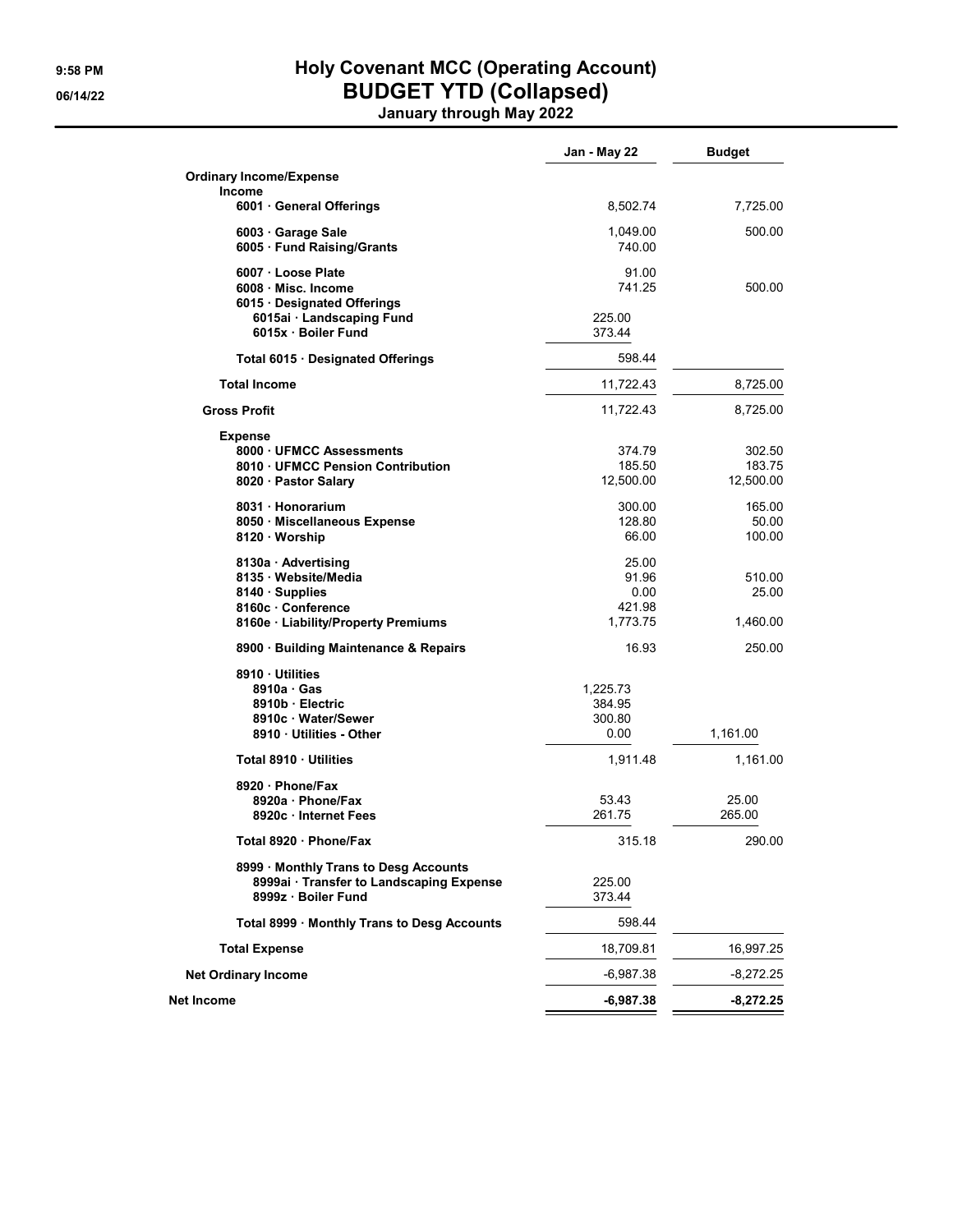# Holy Covenant MCC (Operating Account)
## BUDGET YTD (Collapsed)
### January through May 2022

9:58 PM
06/14/22

| | Jan - May 22 | Budget |
|---|---|---|
| **Ordinary Income/Expense** | | |
| **Income** | | |
| 6001 · General Offerings | 8,502.74 | 7,725.00 |
| 6003 · Garage Sale | 1,049.00 | 500.00 |
| 6005 · Fund Raising/Grants | 740.00 | |
| 6007 · Loose Plate | 91.00 | |
| 6008 · Misc. Income | 741.25 | 500.00 |
| 6015 · Designated Offerings | | |
| 6015ai · Landscaping Fund | 225.00 | |
| 6015x · Boiler Fund | 373.44 | |
| Total 6015 · Designated Offerings | 598.44 | |
| **Total Income** | 11,722.43 | 8,725.00 |
| **Gross Profit** | 11,722.43 | 8,725.00 |
| **Expense** | | |
| 8000 · UFMCC Assessments | 374.79 | 302.50 |
| 8010 · UFMCC Pension Contribution | 185.50 | 183.75 |
| 8020 · Pastor Salary | 12,500.00 | 12,500.00 |
| 8031 · Honorarium | 300.00 | 165.00 |
| 8050 · Miscellaneous Expense | 128.80 | 50.00 |
| 8120 · Worship | 66.00 | 100.00 |
| 8130a · Advertising | 25.00 | |
| 8135 · Website/Media | 91.96 | 510.00 |
| 8140 · Supplies | 0.00 | 25.00 |
| 8160c · Conference | 421.98 | |
| 8160e · Liability/Property Premiums | 1,773.75 | 1,460.00 |
| 8900 · Building Maintenance & Repairs | 16.93 | 250.00 |
| 8910 · Utilities | | |
| 8910a · Gas | 1,225.73 | |
| 8910b · Electric | 384.95 | |
| 8910c · Water/Sewer | 300.80 | |
| 8910 · Utilities - Other | 0.00 | 1,161.00 |
| Total 8910 · Utilities | 1,911.48 | 1,161.00 |
| 8920 · Phone/Fax | | |
| 8920a · Phone/Fax | 53.43 | 25.00 |
| 8920c · Internet Fees | 261.75 | 265.00 |
| Total 8920 · Phone/Fax | 315.18 | 290.00 |
| 8999 · Monthly Trans to Desg Accounts | | |
| 8999ai · Transfer to Landscaping Expense | 225.00 | |
| 8999z · Boiler Fund | 373.44 | |
| Total 8999 · Monthly Trans to Desg Accounts | 598.44 | |
| **Total Expense** | 18,709.81 | 16,997.25 |
| **Net Ordinary Income** | -6,987.38 | -8,272.25 |
| **Net Income** | **-6,987.38** | **-8,272.25** |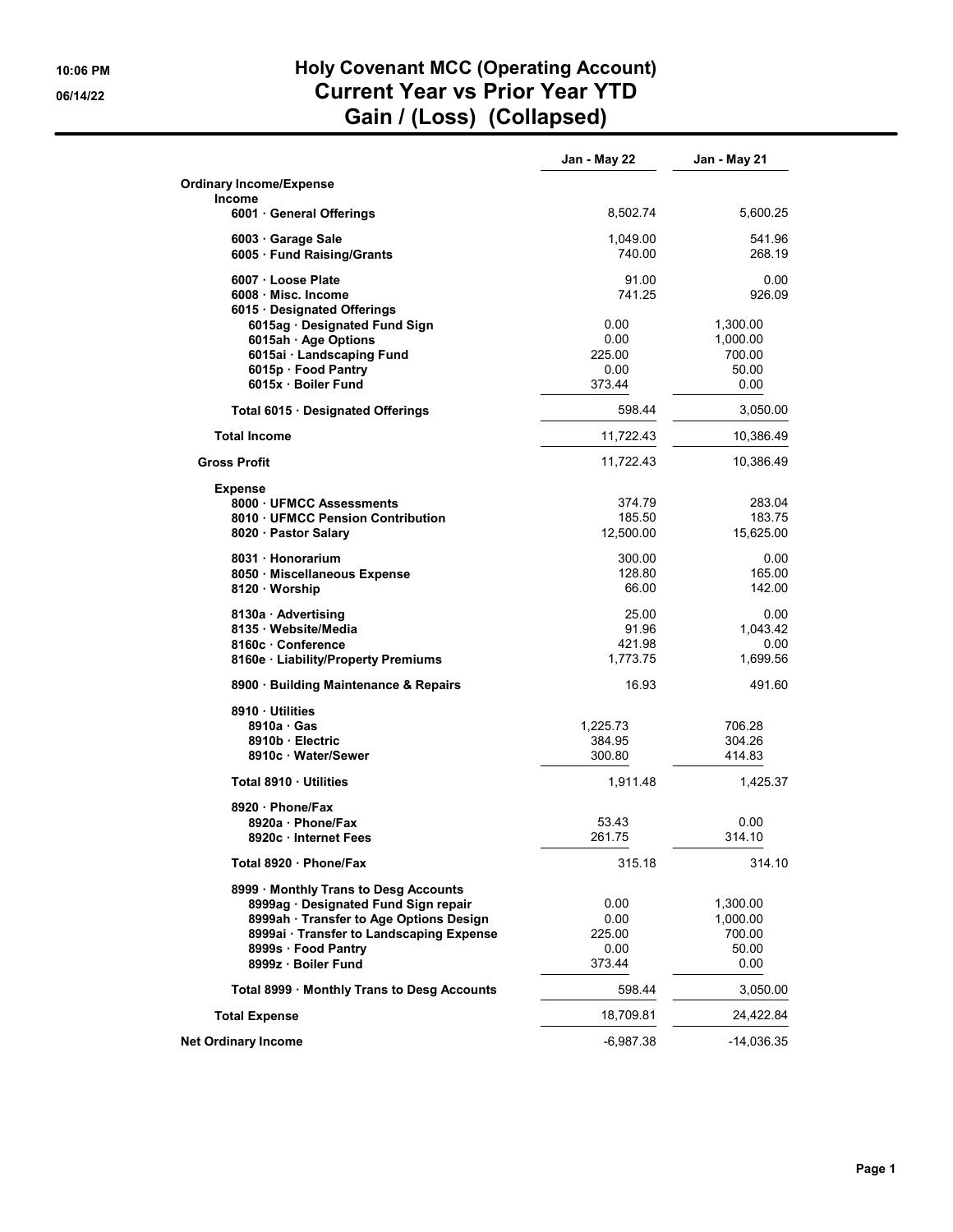10:06 PM
06/14/22

# Holy Covenant MCC (Operating Account)
# Current Year vs Prior Year YTD
# Gain / (Loss) (Collapsed)

| | Jan - May 22 | Jan - May 21 |
|---|---|---|
| **Ordinary Income/Expense** | | |
| **Income** | | |
| 6001 · General Offerings | 8,502.74 | 5,600.25 |
| 6003 · Garage Sale | 1,049.00 | 541.96 |
| 6005 · Fund Raising/Grants | 740.00 | 268.19 |
| 6007 · Loose Plate | 91.00 | 0.00 |
| 6008 · Misc. Income | 741.25 | 926.09 |
| 6015 · Designated Offerings | | |
| 6015ag · Designated Fund Sign | 0.00 | 1,300.00 |
| 6015ah · Age Options | 0.00 | 1,000.00 |
| 6015ai · Landscaping Fund | 225.00 | 700.00 |
| 6015p · Food Pantry | 0.00 | 50.00 |
| 6015x · Boiler Fund | 373.44 | 0.00 |
| Total 6015 · Designated Offerings | 598.44 | 3,050.00 |
| **Total Income** | 11,722.43 | 10,386.49 |
| **Gross Profit** | 11,722.43 | 10,386.49 |
| **Expense** | | |
| 8000 · UFMCC Assessments | 374.79 | 283.04 |
| 8010 · UFMCC Pension Contribution | 185.50 | 183.75 |
| 8020 · Pastor Salary | 12,500.00 | 15,625.00 |
| 8031 · Honorarium | 300.00 | 0.00 |
| 8050 · Miscellaneous Expense | 128.80 | 165.00 |
| 8120 · Worship | 66.00 | 142.00 |
| 8130a · Advertising | 25.00 | 0.00 |
| 8135 · Website/Media | 91.96 | 1,043.42 |
| 8160c · Conference | 421.98 | 0.00 |
| 8160e · Liability/Property Premiums | 1,773.75 | 1,699.56 |
| 8900 · Building Maintenance & Repairs | 16.93 | 491.60 |
| 8910 · Utilities | | |
| 8910a · Gas | 1,225.73 | 706.28 |
| 8910b · Electric | 384.95 | 304.26 |
| 8910c · Water/Sewer | 300.80 | 414.83 |
| Total 8910 · Utilities | 1,911.48 | 1,425.37 |
| 8920 · Phone/Fax | | |
| 8920a · Phone/Fax | 53.43 | 0.00 |
| 8920c · Internet Fees | 261.75 | 314.10 |
| Total 8920 · Phone/Fax | 315.18 | 314.10 |
| 8999 · Monthly Trans to Desg Accounts | | |
| 8999ag · Designated Fund Sign repair | 0.00 | 1,300.00 |
| 8999ah · Transfer to Age Options Design | 0.00 | 1,000.00 |
| 8999ai · Transfer to Landscaping Expense | 225.00 | 700.00 |
| 8999s · Food Pantry | 0.00 | 50.00 |
| 8999z · Boiler Fund | 373.44 | 0.00 |
| Total 8999 · Monthly Trans to Desg Accounts | 598.44 | 3,050.00 |
| **Total Expense** | 18,709.81 | 24,422.84 |
| **Net Ordinary Income** | -6,987.38 | -14,036.35 |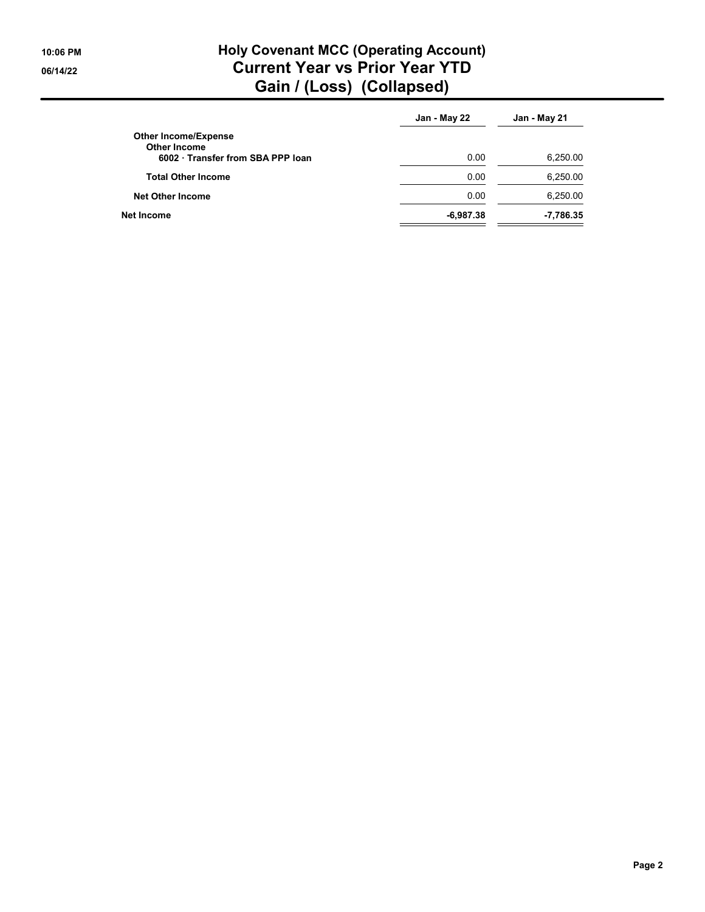# Holy Covenant MCC (Operating Account)
## Current Year vs Prior Year YTD
## Gain / (Loss) (Collapsed)

| | Jan - May 22 | Jan - May 21 |
|---|---|---|
| **Other Income/Expense** | | |
| **Other Income** | | |
| **6002 · Transfer from SBA PPP loan** | 0.00 | 6,250.00 |
| **Total Other Income** | 0.00 | 6,250.00 |
| **Net Other Income** | 0.00 | 6,250.00 |
| **Net Income** | **-6,987.38** | **-7,786.35** |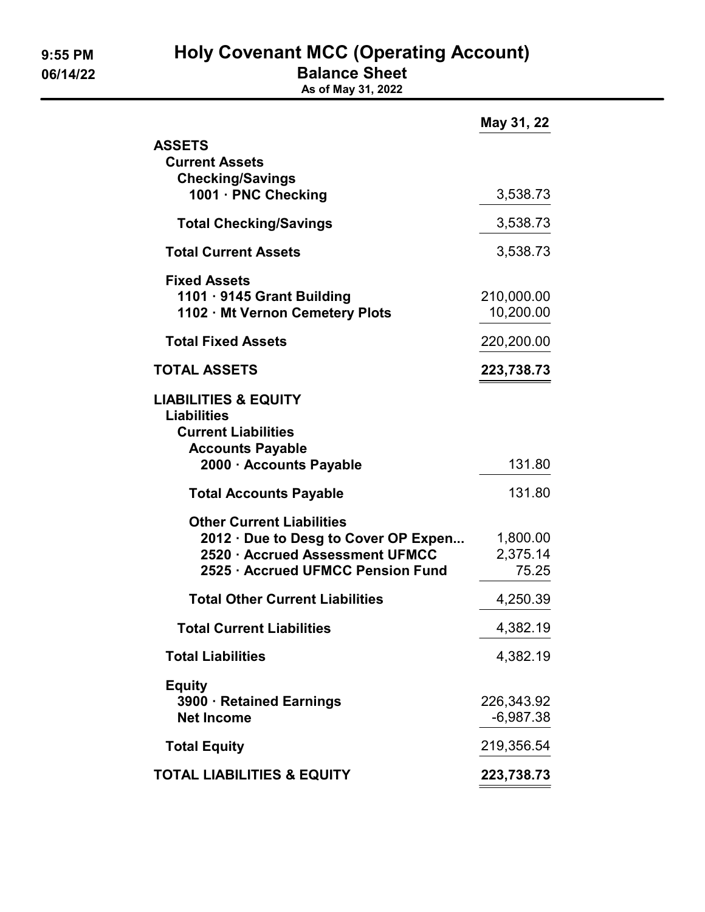9:55 PM
06/14/22

# Holy Covenant MCC (Operating Account)
## Balance Sheet
### As of May 31, 2022

| | May 31, 22 |
|---|---|
| **ASSETS** | |
| **Current Assets** | |
| **Checking/Savings** | |
| **1001 · PNC Checking** | 3,538.73 |
| **Total Checking/Savings** | 3,538.73 |
| **Total Current Assets** | 3,538.73 |
| **Fixed Assets** | |
| **1101 · 9145 Grant Building** | 210,000.00 |
| **1102 · Mt Vernon Cemetery Plots** | 10,200.00 |
| **Total Fixed Assets** | 220,200.00 |
| **TOTAL ASSETS** | **223,738.73** |
| **LIABILITIES & EQUITY** | |
| **Liabilities** | |
| **Current Liabilities** | |
| **Accounts Payable** | |
| **2000 · Accounts Payable** | 131.80 |
| **Total Accounts Payable** | 131.80 |
| **Other Current Liabilities** | |
| **2012 · Due to Desg to Cover OP Expen...** | 1,800.00 |
| **2520 · Accrued Assessment UFMCC** | 2,375.14 |
| **2525 · Accrued UFMCC Pension Fund** | 75.25 |
| **Total Other Current Liabilities** | 4,250.39 |
| **Total Current Liabilities** | 4,382.19 |
| **Total Liabilities** | 4,382.19 |
| **Equity** | |
| **3900 · Retained Earnings** | 226,343.92 |
| **Net Income** | -6,987.38 |
| **Total Equity** | 219,356.54 |
| **TOTAL LIABILITIES & EQUITY** | **223,738.73** |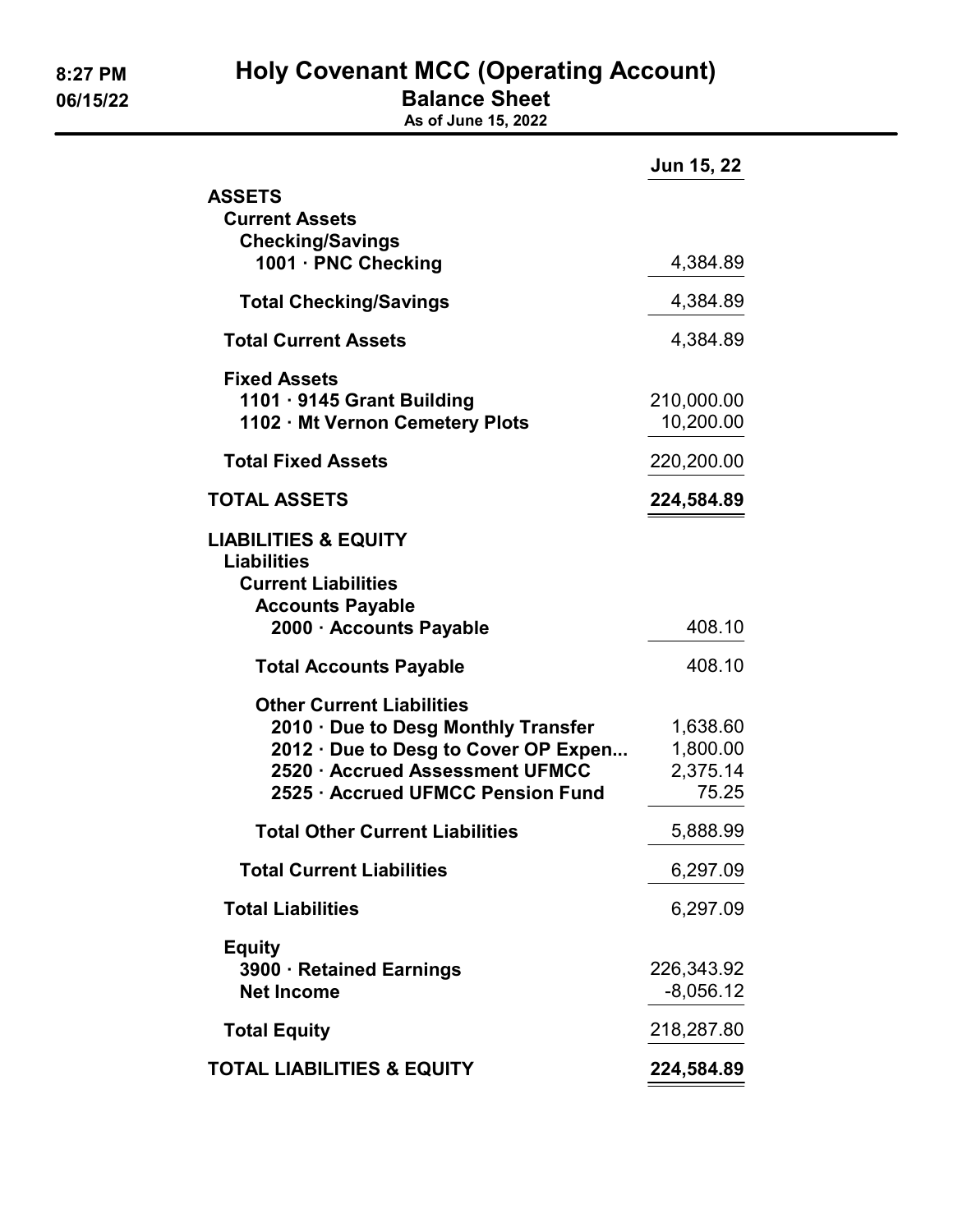# Holy Covenant MCC (Operating Account)

## Balance Sheet

**As of June 15, 2022**

8:27 PM
06/15/22

| | Jun 15, 22 |
|---|---|
| **ASSETS** | |
| **Current Assets** | |
| **Checking/Savings** | |
| **1001 · PNC Checking** | 4,384.89 |
| **Total Checking/Savings** | 4,384.89 |
| **Total Current Assets** | 4,384.89 |
| **Fixed Assets** | |
| **1101 · 9145 Grant Building** | 210,000.00 |
| **1102 · Mt Vernon Cemetery Plots** | 10,200.00 |
| **Total Fixed Assets** | 220,200.00 |
| **TOTAL ASSETS** | **224,584.89** |
| **LIABILITIES & EQUITY** | |
| **Liabilities** | |
| **Current Liabilities** | |
| **Accounts Payable** | |
| **2000 · Accounts Payable** | 408.10 |
| **Total Accounts Payable** | 408.10 |
| **Other Current Liabilities** | |
| **2010 · Due to Desg Monthly Transfer** | 1,638.60 |
| **2012 · Due to Desg to Cover OP Expen...** | 1,800.00 |
| **2520 · Accrued Assessment UFMCC** | 2,375.14 |
| **2525 · Accrued UFMCC Pension Fund** | 75.25 |
| **Total Other Current Liabilities** | 5,888.99 |
| **Total Current Liabilities** | 6,297.09 |
| **Total Liabilities** | 6,297.09 |
| **Equity** | |
| **3900 · Retained Earnings** | 226,343.92 |
| **Net Income** | -8,056.12 |
| **Total Equity** | 218,287.80 |
| **TOTAL LIABILITIES & EQUITY** | **224,584.89** |